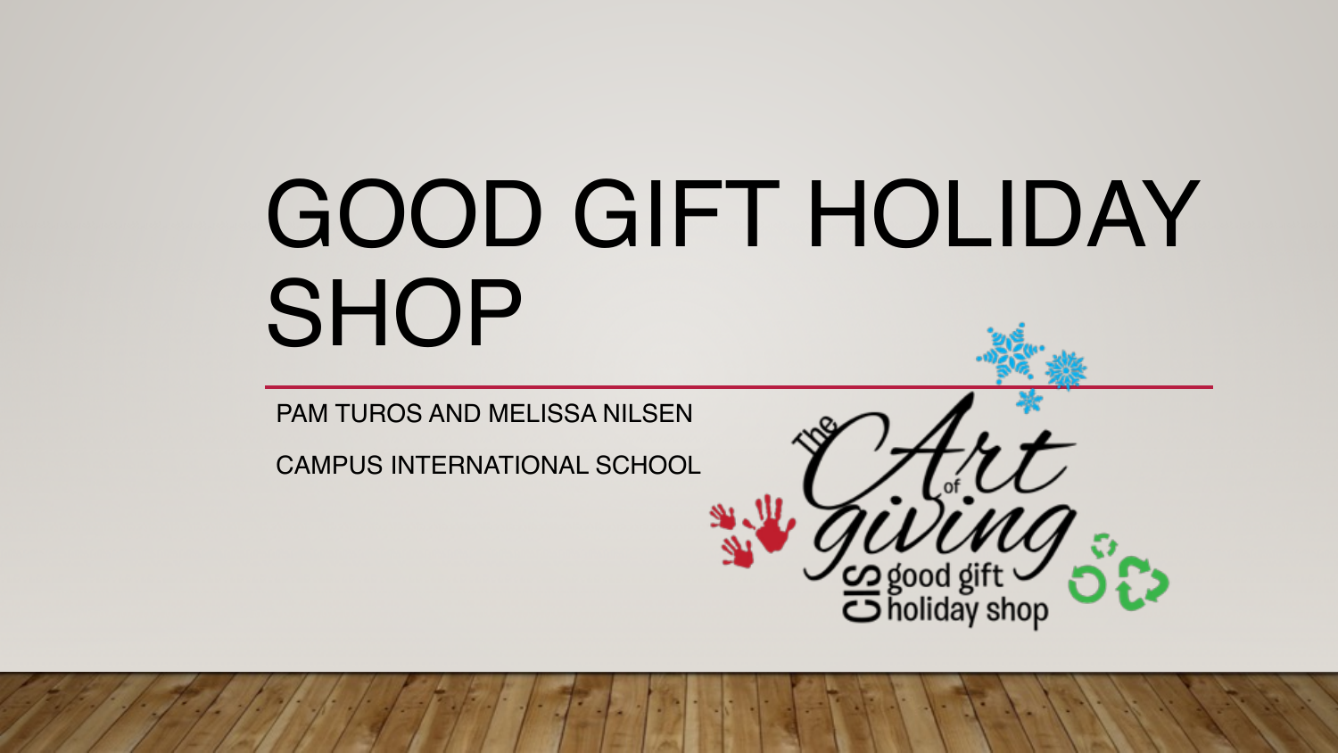# GOOD GIFT HOLIDAY SHOP

PAM TUROS AND MELISSA NILSEN

CAMPUS INTERNATIONAL SCHOOL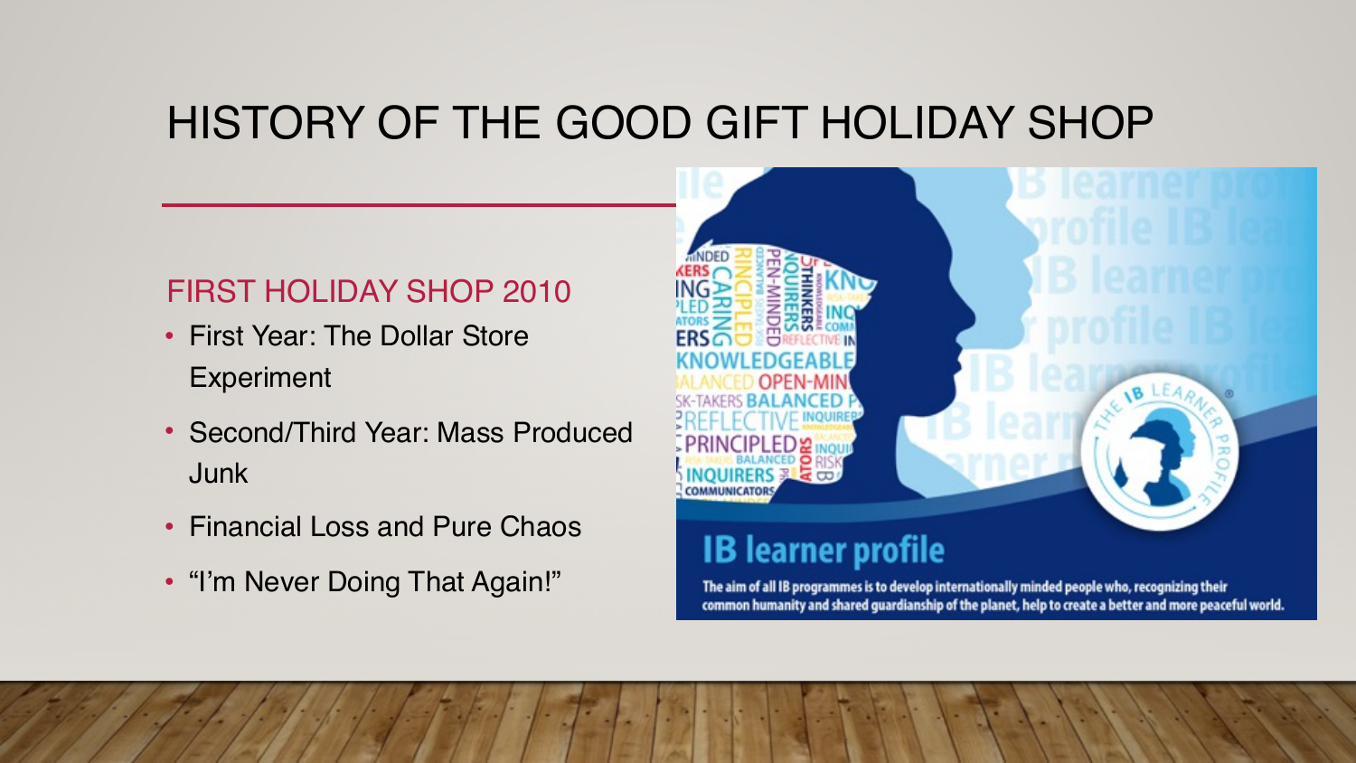# HISTORY OF THE GOOD GIFT HOLIDAY SHOP

## FIRST HOLIDAY SHOP 2010

- First Year: The Dollar Store Experiment
- Second/Third Year: Mass Produced Junk
- Financial Loss and Pure Chaos
- "I'm Never Doing That Again!"

IB learner profile

The aim of all IB programmes is to develop internationally minded people who, recognizing their common humanity and shared guardianship of the planet, help to create a better and more peaceful world.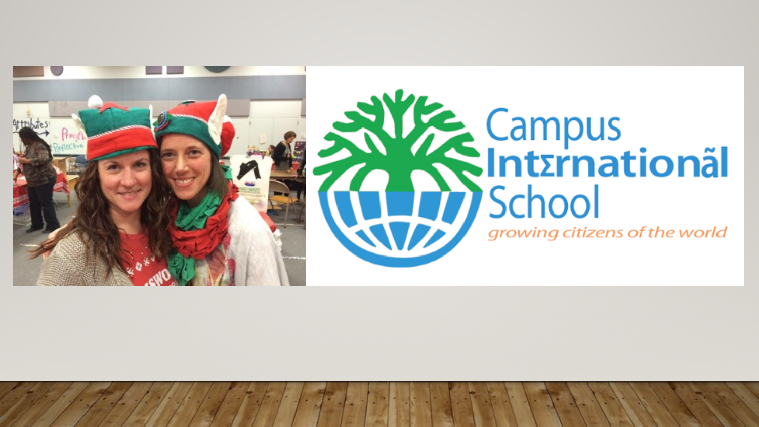Campus International School

growing citizens of the world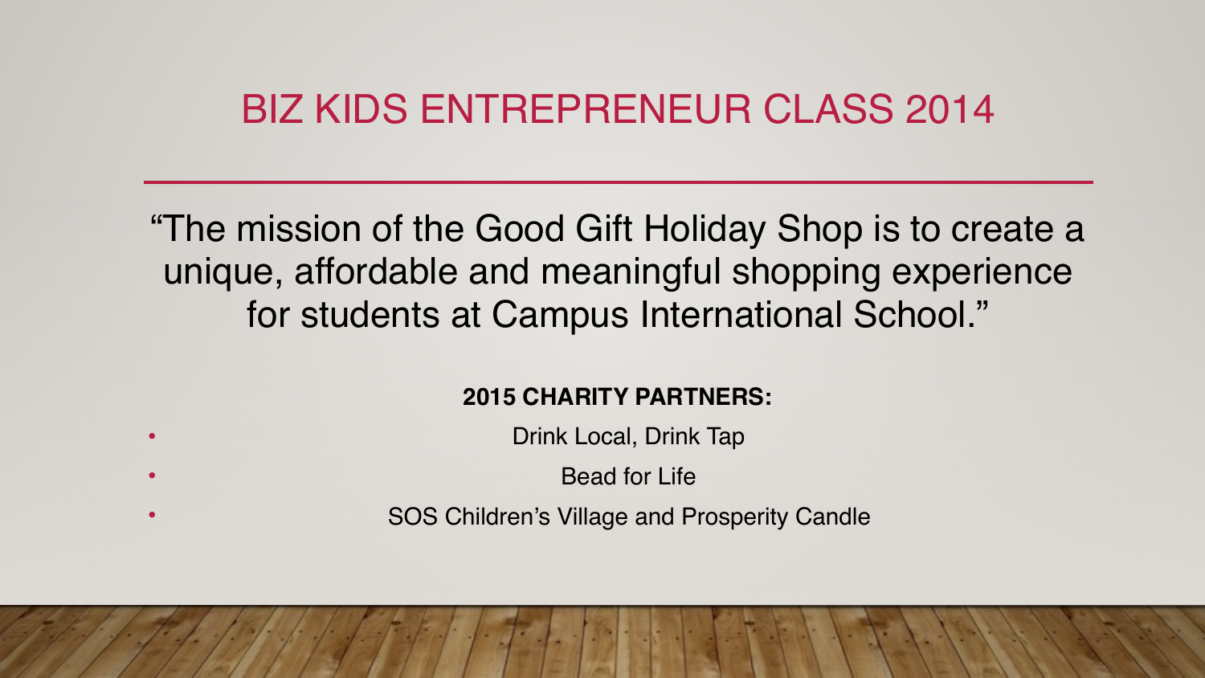# BIZ KIDS ENTREPRENEUR CLASS 2014

"The mission of the Good Gift Holiday Shop is to create a unique, affordable and meaningful shopping experience for students at Campus International School."

**2015 CHARITY PARTNERS:**

- Drink Local, Drink Tap
- Bead for Life
- SOS Children's Village and Prosperity Candle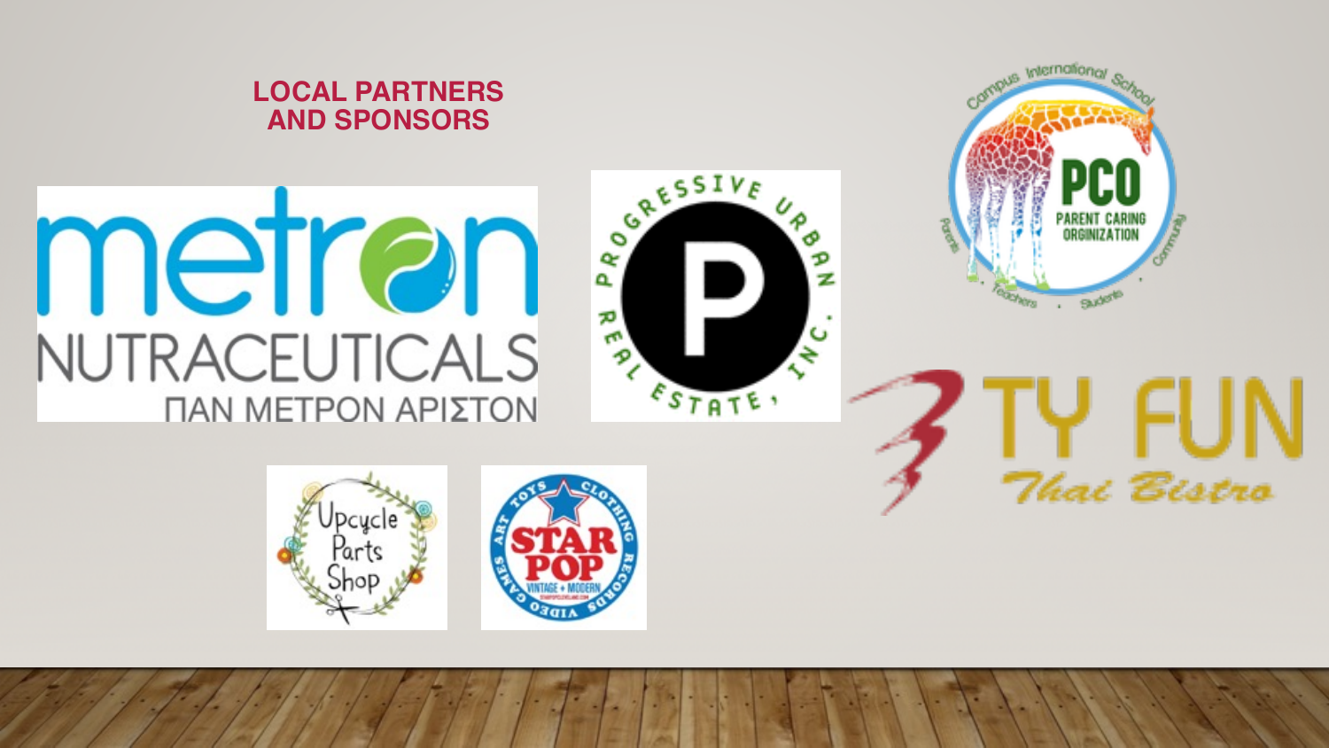## LOCAL PARTNERS AND SPONSORS

metron NUTRACEUTICALS
ΠΑΝ ΜΕΤΡΟΝ ΑΡΙΣΤΟΝ

PROGRESSIVE URBAN REAL ESTATE, INC.

Campus International School
PCO
PARENT CARING ORGINIZATION
Parents • Teachers • Students • Community

TY FUN
*Thai Bistro*

Upcycle Parts Shop

STAR POP
VINTAGE + MODERN
TOYS • CLOTHING • RECORDS • VIDEO GAMES • ART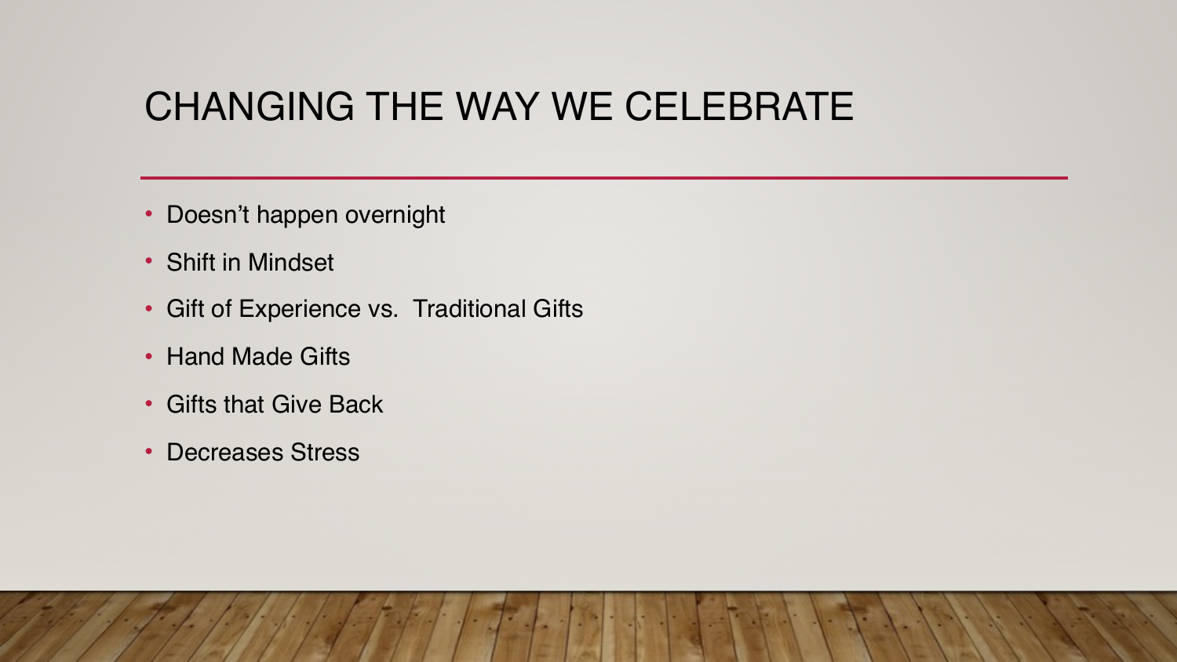# CHANGING THE WAY WE CELEBRATE

- Doesn't happen overnight
- Shift in Mindset
- Gift of Experience vs.  Traditional Gifts
- Hand Made Gifts
- Gifts that Give Back
- Decreases Stress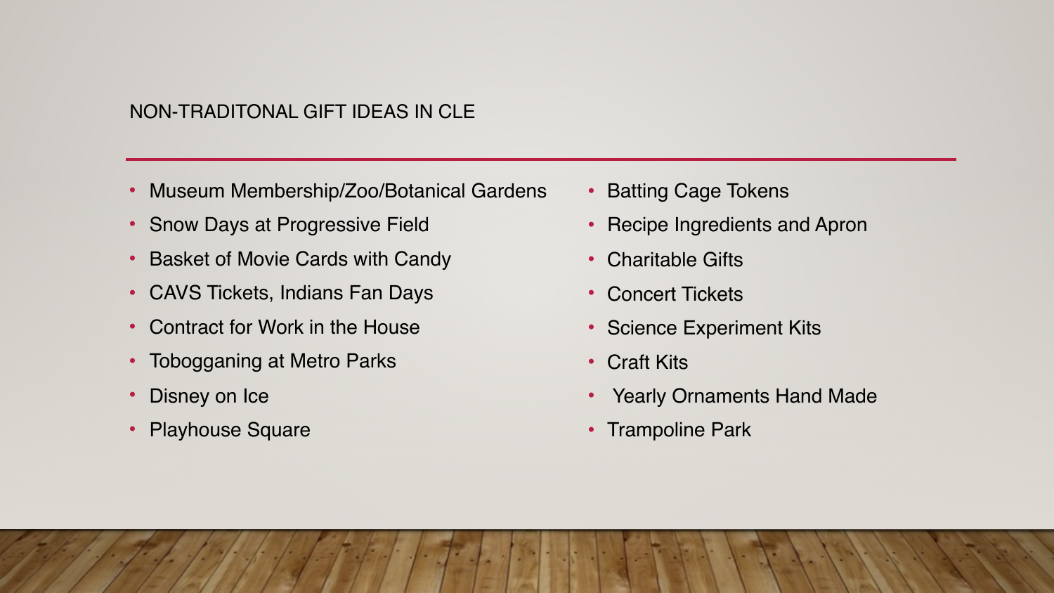## NON-TRADITONAL GIFT IDEAS IN CLE

- Museum Membership/Zoo/Botanical Gardens
- Snow Days at Progressive Field
- Basket of Movie Cards with Candy
- CAVS Tickets, Indians Fan Days
- Contract for Work in the House
- Tobogganing at Metro Parks
- Disney on Ice
- Playhouse Square
- Batting Cage Tokens
- Recipe Ingredients and Apron
- Charitable Gifts
- Concert Tickets
- Science Experiment Kits
- Craft Kits
- Yearly Ornaments Hand Made
- Trampoline Park